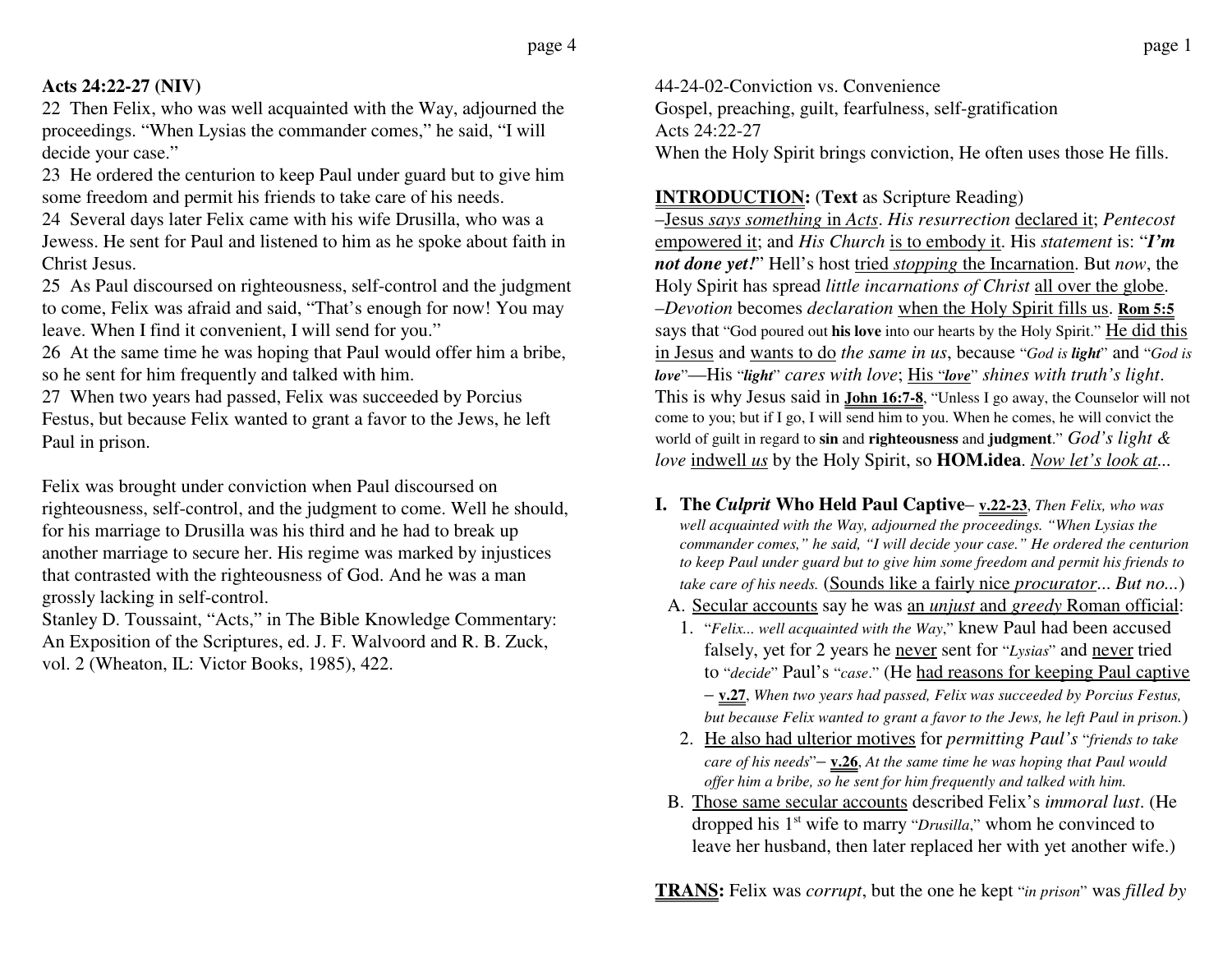**Acts 24:22-27 (NIV)**

22 Then Felix, who was well acquainted with the Way, adjourned the proceedings. "When Lysias the commander comes," he said, "I will decide your case."

23 He ordered the centurion to keep Paul under guard but to give him some freedom and permit his friends to take care of his needs.

24 Several days later Felix came with his wife Drusilla, who was a Jewess. He sent for Paul and listened to him as he spoke about faith in Christ Jesus.

25 As Paul discoursed on righteousness, self-control and the judgment to come, Felix was afraid and said, "That's enough for now! You may leave. When I find it convenient, I will send for you."

26 At the same time he was hoping that Paul would offer him a bribe, so he sent for him frequently and talked with him.

27 When two years had passed, Felix was succeeded by Porcius Festus, but because Felix wanted to grant a favor to the Jews, he left Paul in prison.

Felix was brought under conviction when Paul discoursed on righteousness, self-control, and the judgment to come. Well he should, for his marriage to Drusilla was his third and he had to break up another marriage to secure her. His regime was marked by injustices that contrasted with the righteousness of God. And he was a man grossly lacking in self-control.

Stanley D. Toussaint, "Acts," in The Bible Knowledge Commentary: An Exposition of the Scriptures, ed. J. F. Walvoord and R. B. Zuck, vol. 2 (Wheaton, IL: Victor Books, 1985), 422.

44-24-02-Conviction vs. Convenience

Gospel, preaching, guilt, fearfulness, self-gratification

Acts 24:22-27

When the Holy Spirit brings conviction, He often uses those He fills.

**INTRODUCTION:** (**Text** as Scripture Reading)

–Jesus *says something* in *Acts*. *His resurrection* declared it; *Pentecost* empowered it; and *His Church* is to embody it. His *statement* is: "***I'm not done yet!***" Hell's host tried *stopping* the Incarnation. But *now*, the Holy Spirit has spread *little incarnations of Christ* all over the globe.

–*Devotion* becomes *declaration* when the Holy Spirit fills us. **Rom 5:5** says that "God poured out **his love** into our hearts by the Holy Spirit." He did this in Jesus and wants to do *the same in us*, because "*God is **light***" and "*God is **love***"—His "***light***" *cares with love*; His "***love***" *shines with truth's light*. This is why Jesus said in **John 16:7-8**, "Unless I go away, the Counselor will not come to you; but if I go, I will send him to you. When he comes, he will convict the world of guilt in regard to **sin** and **righteousness** and **judgment**." *God's light & love* indwell *us* by the Holy Spirit, so **HOM.idea**. *Now let's look at...*

**I. The *Culprit* Who Held Paul Captive**– **v.22-23**, *Then Felix, who was well acquainted with the Way, adjourned the proceedings. "When Lysias the commander comes," he said, "I will decide your case." He ordered the centurion to keep Paul under guard but to give him some freedom and permit his friends to take care of his needs.* (Sounds like a fairly nice *procurator... But no...*)

A. Secular accounts say he was an *unjust* and *greedy* Roman official:

1. "*Felix... well acquainted with the Way*," knew Paul had been accused falsely, yet for 2 years he never sent for "*Lysias*" and never tried to "*decide*" Paul's "*case*." (He had reasons for keeping Paul captive – **v.27**, *When two years had passed, Felix was succeeded by Porcius Festus, but because Felix wanted to grant a favor to the Jews, he left Paul in prison.*)

2. He also had ulterior motives for *permitting Paul's* "*friends to take care of his needs*"– **v.26**, *At the same time he was hoping that Paul would offer him a bribe, so he sent for him frequently and talked with him.*

B. Those same secular accounts described Felix's *immoral lust*. (He dropped his 1st wife to marry "*Drusilla*," whom he convinced to leave her husband, then later replaced her with yet another wife.)

**TRANS:** Felix was *corrupt*, but the one he kept "*in prison*" was *filled by*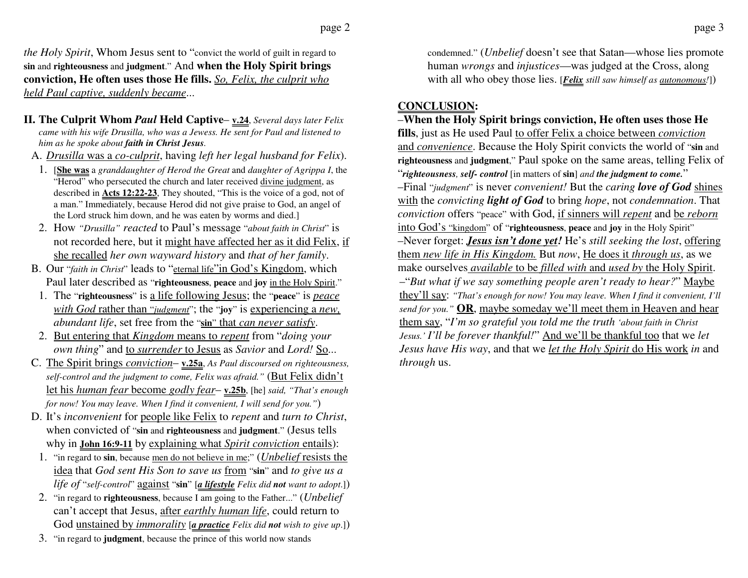*the Holy Spirit*, Whom Jesus sent to "convict the world of guilt in regard to **sin** and **righteousness** and **judgment**." And **when the Holy Spirit brings conviction, He often uses those He fills.** *So, Felix, the culprit who held Paul captive, suddenly became*...

**II. The Culprit Whom *Paul* Held Captive**– **v.24**, *Several days later Felix came with his wife Drusilla, who was a Jewess. He sent for Paul and listened to him as he spoke about **faith in Christ Jesus**.*

A. *Drusilla* was a *co-culprit*, having *left her legal husband for Felix*).

1. [**She was** a *granddaughter of Herod the Great* and *daughter of Agrippa I*, the "Herod" who persecuted the church and later received divine judgment, as described in **Acts 12:22-23**, They shouted, "This is the voice of a god, not of a man." Immediately, because Herod did not give praise to God, an angel of the Lord struck him down, and he was eaten by worms and died.]

2. How *"Drusilla" reacted* to Paul's message "*about faith in Christ*" is not recorded here, but it might have affected her as it did Felix, if she recalled *her own wayward history* and *that of her family*.

B. Our "*faith in Christ*" leads to "eternal life" in God's Kingdom, which Paul later described as "**righteousness**, **peace** and **joy** in the Holy Spirit."

1. The "**righteousness**" is a life following Jesus; the "**peace**" is *peace with God* rather than "*judgment*"; the "**joy**" is experiencing a *new, abundant life*, set free from the "**sin**" that *can never satisfy*.

2. But entering that *Kingdom* means to *repent* from "*doing your own thing*" and to *surrender* to Jesus as *Savior* and *Lord!* So...

C. The Spirit brings *conviction*– **v.25a**, *As Paul discoursed on righteousness, self-control and the judgment to come, Felix was afraid."* (But Felix didn't let his *human fear* become *godly fear*– **v.25b**, [he] *said, "That's enough for now! You may leave. When I find it convenient, I will send for you."*)

D. It's *inconvenient* for people like Felix to *repent* and *turn to Christ*, when convicted of "**sin** and **righteousness** and **judgment**." (Jesus tells why in **John 16:9-11** by explaining what *Spirit conviction* entails):

1. "in regard to **sin**, because men do not believe in me;" (*Unbelief* resists the idea that *God sent His Son to save us* from "**sin**" and *to give us a life of* "*self-control*" against "**sin**" [***a lifestyle*** *Felix did **not** want to adopt.*])

2. "in regard to **righteousness**, because I am going to the Father..." (*Unbelief* can't accept that Jesus, after *earthly human life*, could return to God unstained by *immorality* [***a practice*** *Felix did **not** wish to give up*.])

3. "in regard to **judgment**, because the prince of this world now stands condemned." (*Unbelief* doesn't see that Satan—whose lies promote human *wrongs* and *injustices*—was judged at the Cross, along with all who obey those lies. [***Felix*** *still saw himself as autonomous!*])

## CONCLUSION:

–**When the Holy Spirit brings conviction, He often uses those He fills**, just as He used Paul to offer Felix a choice between *conviction* and *convenience*. Because the Holy Spirit convicts the world of "**sin** and **righteousness** and **judgment**," Paul spoke on the same areas, telling Felix of "***righteousness, self- control*** [in matters of **sin**] *and **the judgment to come.***"

–Final "*judgment*" is never *convenient!* But the *caring **love of God*** shines with the *convicting **light of God*** to bring *hope*, not *condemnation*. That *conviction* offers "peace" with God, if sinners will *repent* and be *reborn* into God's "kingdom" of "**righteousness**, **peace** and **joy** in the Holy Spirit"

–Never forget: ***Jesus isn't done yet!*** He's *still seeking the lost*, offering them *new life in His Kingdom.* But *now*, He does it *through us*, as we make ourselves *available* to be *filled with* and *used by* the Holy Spirit.

–"*But what if we say something people aren't ready to hear?*" Maybe they'll say: *"That's enough for now! You may leave. When I find it convenient, I'll send for you."* **OR**, maybe someday we'll meet them in Heaven and hear them say, "*I'm so grateful you told me the truth 'about faith in Christ Jesus.' I'll be forever thankful!*" And we'll be thankful too that we *let Jesus have His way*, and that we *let the Holy Spirit* do His work *in* and *through* us.